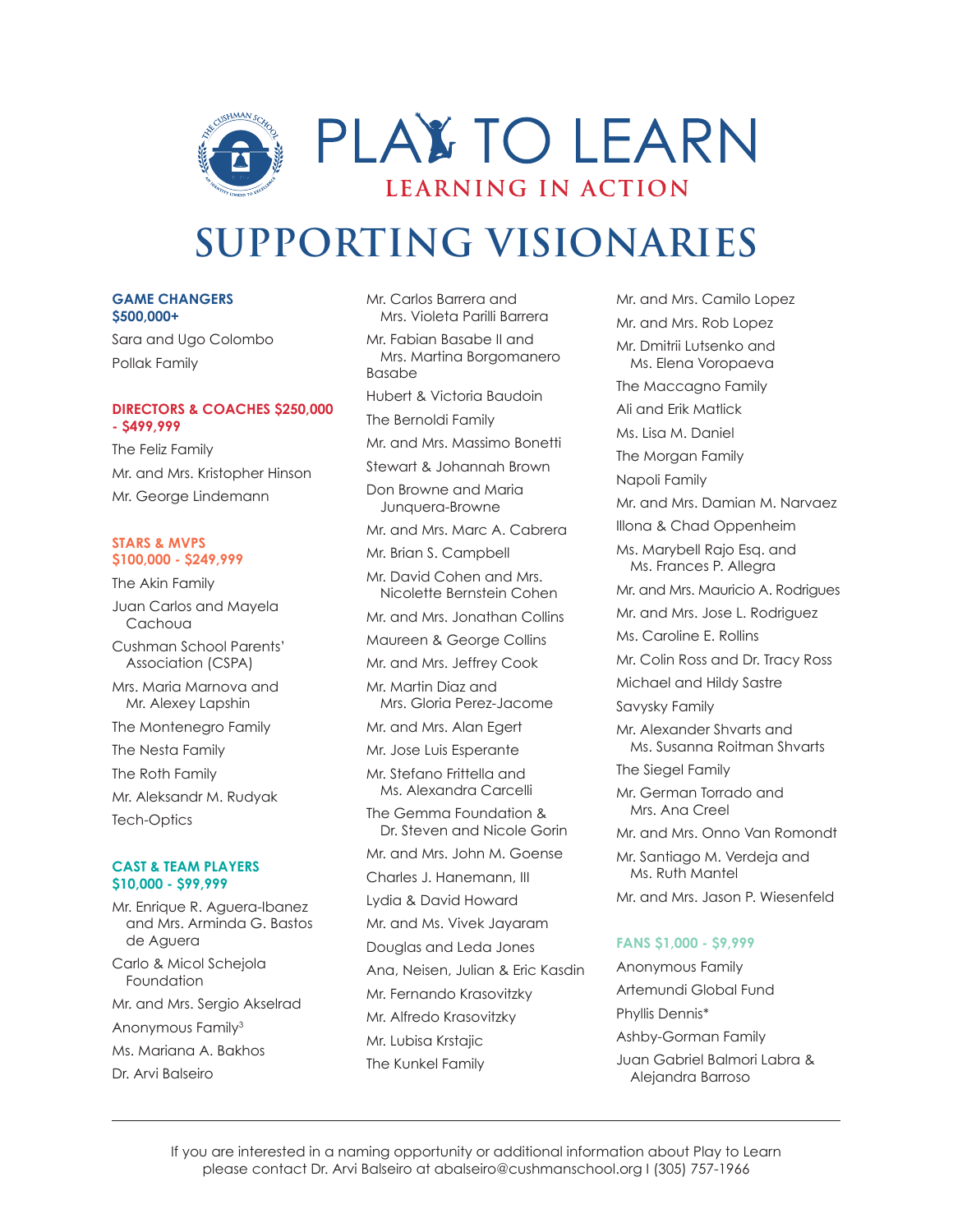# PLAY TO LEARN

**LEARNING IN ACTION**

## SUPPORTING VISIONARIES

### GAME CHANGERS $500,000+

Sara and Ugo Colombo

Pollak Family

### DIRECTORS & COACHES $250,000 - $499,999

The Feliz Family

Mr. and Mrs. Kristopher Hinson

Mr. George Lindemann

### STARS & MVPS $100,000 - $249,999

The Akin Family

Juan Carlos and Mayela Cachoua

Cushman School Parents' Association (CSPA)

Mrs. Maria Marnova and Mr. Alexey Lapshin

The Montenegro Family

The Nesta Family

The Roth Family

Mr. Aleksandr M. Rudyak

Tech-Optics

### CAST & TEAM PLAYERS $10,000 - $99,999

Mr. Enrique R. Aguera-Ibanez and Mrs. Arminda G. Bastos de Aguera

Carlo & Micol Schejola Foundation

Mr. and Mrs. Sergio Akselrad

Anonymous Family[3]

Ms. Mariana A. Bakhos

Dr. Arvi Balseiro

Mr. Carlos Barrera and Mrs. Violeta Parilli Barrera

Mr. Fabian Basabe II and Mrs. Martina Borgomanero Basabe

Hubert & Victoria Baudoin

The Bernoldi Family

Mr. and Mrs. Massimo Bonetti

Stewart & Johannah Brown

Don Browne and Maria Junquera-Browne

Mr. and Mrs. Marc A. Cabrera

Mr. Brian S. Campbell

Mr. David Cohen and Mrs. Nicolette Bernstein Cohen

Mr. and Mrs. Jonathan Collins

Maureen & George Collins

Mr. and Mrs. Jeffrey Cook

Mr. Martin Diaz and Mrs. Gloria Perez-Jacome

Mr. and Mrs. Alan Egert

Mr. Jose Luis Esperante

Mr. Stefano Frittella and Ms. Alexandra Carcelli

The Gemma Foundation & Dr. Steven and Nicole Gorin

Mr. and Mrs. John M. Goense

Charles J. Hanemann, III

Lydia & David Howard

Mr. and Ms. Vivek Jayaram

Douglas and Leda Jones

Ana, Neisen, Julian & Eric Kasdin

Mr. Fernando Krasovitzky

Mr. Alfredo Krasovitzky

Mr. Lubisa Krstajic

The Kunkel Family

Mr. and Mrs. Camilo Lopez

Mr. and Mrs. Rob Lopez

Mr. Dmitrii Lutsenko and Ms. Elena Voropaeva

The Maccagno Family

Ali and Erik Matlick

Ms. Lisa M. Daniel

The Morgan Family

Napoli Family

Mr. and Mrs. Damian M. Narvaez

Illona & Chad Oppenheim

Ms. Marybell Rajo Esq. and Ms. Frances P. Allegra

Mr. and Mrs. Mauricio A. Rodrigues

Mr. and Mrs. Jose L. Rodriguez

Ms. Caroline E. Rollins

Mr. Colin Ross and Dr. Tracy Ross

Michael and Hildy Sastre

Savysky Family

Mr. Alexander Shvarts and Ms. Susanna Roitman Shvarts

The Siegel Family

Mr. German Torrado and Mrs. Ana Creel

Mr. and Mrs. Onno Van Romondt

Mr. Santiago M. Verdeja and Ms. Ruth Mantel

Mr. and Mrs. Jason P. Wiesenfeld

### FANS $1,000 - $9,999

Anonymous Family

Artemundi Global Fund

Phyllis Dennis*

Ashby-Gorman Family

Juan Gabriel Balmori Labra & Alejandra Barroso

---

If you are interested in a naming opportunity or additional information about Play to Learn please contact Dr. Arvi Balseiro at abalseiro@cushmanschool.org I (305) 757-1966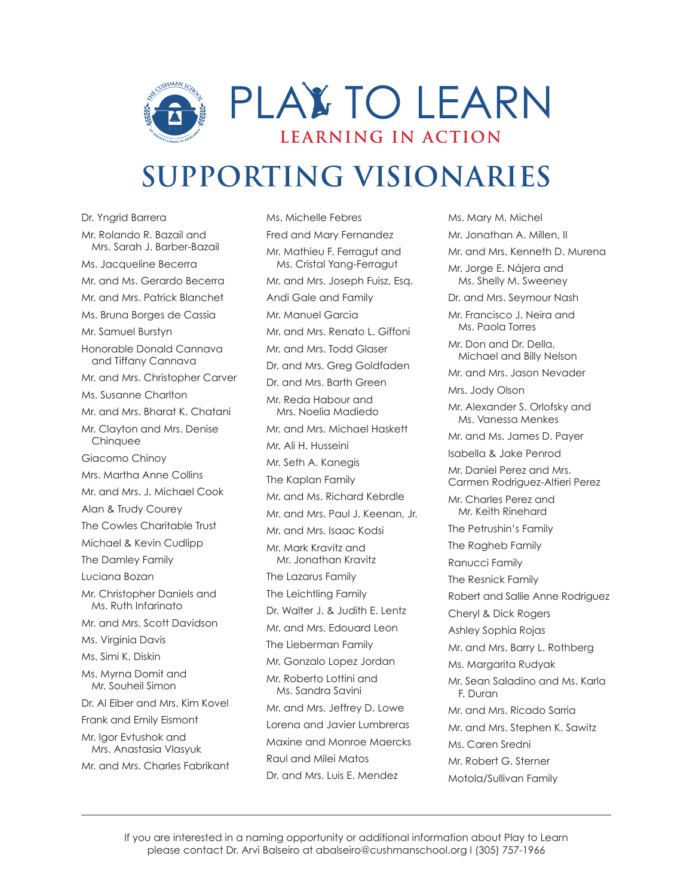# PLAY TO LEARN

## LEARNING IN ACTION

# SUPPORTING VISIONARIES

Dr. Yngrid Barrera
Mr. Rolando R. Bazail and Mrs. Sarah J. Barber-Bazail
Ms. Jacqueline Becerra
Mr. and Ms. Gerardo Becerra
Mr. and Mrs. Patrick Blanchet
Ms. Bruna Borges de Cassia
Mr. Samuel Burstyn
Honorable Donald Cannava and Tiffany Cannava
Mr. and Mrs. Christopher Carver
Ms. Susanne Charlton
Mr. and Mrs. Bharat K. Chatani
Mr. Clayton and Mrs. Denise Chinquee
Giacomo Chinoy
Mrs. Martha Anne Collins
Mr. and Mrs. J. Michael Cook
Alan & Trudy Courey
The Cowles Charitable Trust
Michael & Kevin Cudlipp
The Damley Family
Luciana Bozan
Mr. Christopher Daniels and Ms. Ruth Infarinato
Mr. and Mrs. Scott Davidson
Ms. Virginia Davis
Ms. Simi K. Diskin
Ms. Myrna Domit and Mr. Souheil Simon
Dr. Al Eiber and Mrs. Kim Kovel
Frank and Emily Eismont
Mr. Igor Evtushok and Mrs. Anastasia Vlasyuk
Mr. and Mrs. Charles Fabrikant
Ms. Michelle Febres
Fred and Mary Fernandez
Mr. Mathieu F. Ferragut and Ms. Cristal Yang-Ferragut
Mr. and Mrs. Joseph Fuisz, Esq.
Andi Gale and Family
Mr. Manuel Garcia
Mr. and Mrs. Renato L. Giffoni
Mr. and Mrs. Todd Glaser
Dr. and Mrs. Greg Goldfaden
Dr. and Mrs. Barth Green
Mr. Reda Habour and Mrs. Noelia Madiedo
Mr. and Mrs. Michael Haskett
Mr. Ali H. Husseini
Mr. Seth A. Kanegis
The Kaplan Family
Mr. and Ms. Richard Kebrdle
Mr. and Mrs. Paul J. Keenan, Jr.
Mr. and Mrs. Isaac Kodsi
Mr. Mark Kravitz and Mr. Jonathan Kravitz
The Lazarus Family
The Leichtling Family
Dr. Walter J. & Judith E. Lentz
Mr. and Mrs. Edouard Leon
The Lieberman Family
Mr. Gonzalo Lopez Jordan
Mr. Roberto Lottini and Ms. Sandra Savini
Mr. and Mrs. Jeffrey D. Lowe
Lorena and Javier Lumbreras
Maxine and Monroe Maercks
Raul and Milei Matos
Dr. and Mrs. Luis E. Mendez
Ms. Mary M. Michel
Mr. Jonathan A. Millen, II
Mr. and Mrs. Kenneth D. Murena
Mr. Jorge E. Nájera and Ms. Shelly M. Sweeney
Dr. and Mrs. Seymour Nash
Mr. Francisco J. Neira and Ms. Paola Torres
Mr. Don and Dr. Della, Michael and Billy Nelson
Mr. and Mrs. Jason Nevader
Mrs. Jody Olson
Mr. Alexander S. Orlofsky and Ms. Vanessa Menkes
Mr. and Ms. James D. Payer
Isabella & Jake Penrod
Mr. Daniel Perez and Mrs. Carmen Rodriguez-Altieri Perez
Mr. Charles Perez and Mr. Keith Rinehard
The Petrushin's Family
The Ragheb Family
Ranucci Family
The Resnick Family
Robert and Sallie Anne Rodriguez
Cheryl & Dick Rogers
Ashley Sophia Rojas
Mr. and Mrs. Barry L. Rothberg
Ms. Margarita Rudyak
Mr. Sean Saladino and Ms. Karla F. Duran
Mr. and Mrs. Ricado Sarria
Mr. and Mrs. Stephen K. Sawitz
Ms. Caren Sredni
Mr. Robert G. Sterner
Motola/Sullivan Family

---

If you are interested in a naming opportunity or additional information about Play to Learn please contact Dr. Arvi Balseiro at abalseiro@cushmanschool.org | (305) 757-1966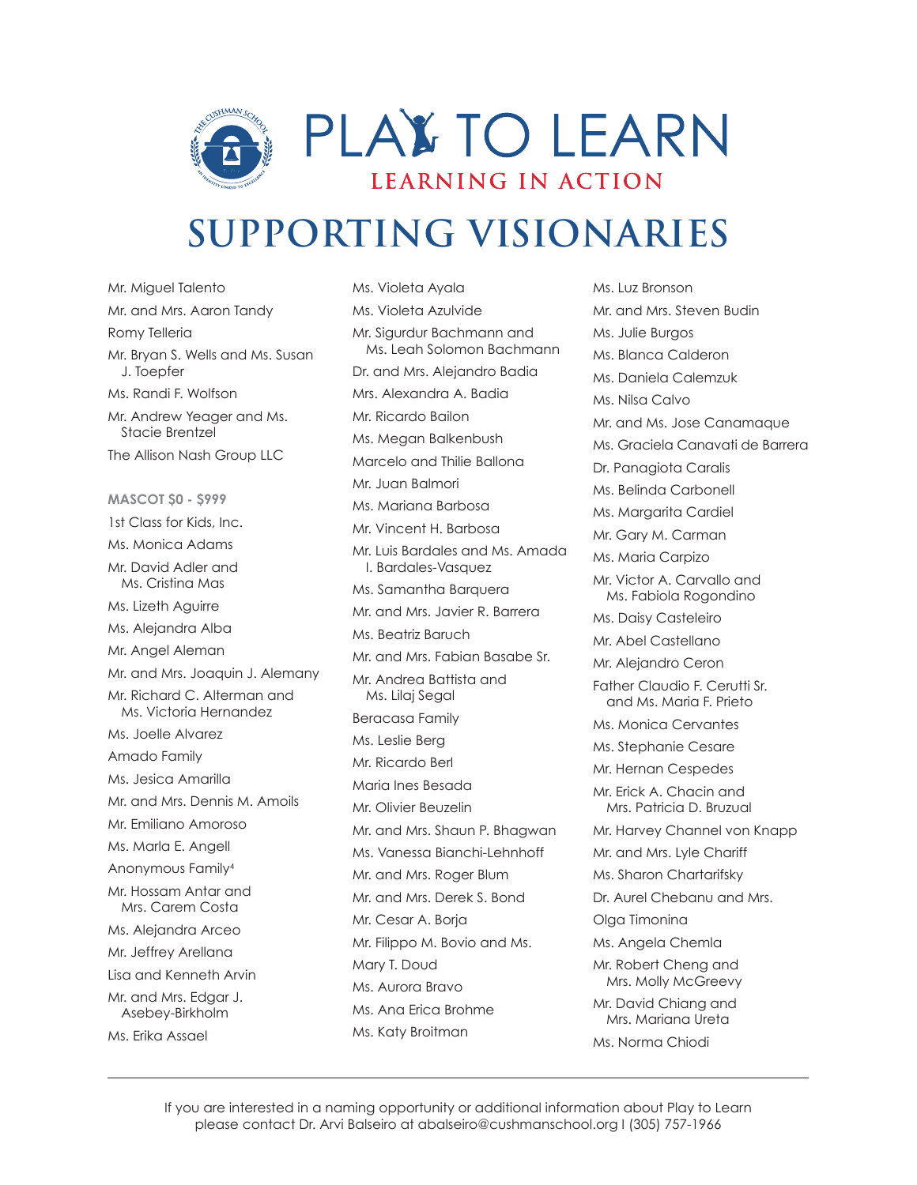# PLAY TO LEARN

**LEARNING IN ACTION**

## SUPPORTING VISIONARIES

Mr. Miguel Talento
Mr. and Mrs. Aaron Tandy
Romy Telleria
Mr. Bryan S. Wells and Ms. Susan J. Toepfer
Ms. Randi F. Wolfson
Mr. Andrew Yeager and Ms. Stacie Brentzel
The Allison Nash Group LLC

**MASCOT $0 - $999**

1st Class for Kids, Inc.
Ms. Monica Adams
Mr. David Adler and Ms. Cristina Mas
Ms. Lizeth Aguirre
Ms. Alejandra Alba
Mr. Angel Aleman
Mr. and Mrs. Joaquin J. Alemany
Mr. Richard C. Alterman and Ms. Victoria Hernandez
Ms. Joelle Alvarez
Amado Family
Ms. Jesica Amarilla
Mr. and Mrs. Dennis M. Amoils
Mr. Emiliano Amoroso
Ms. Marla E. Angell
Anonymous Family[4]
Mr. Hossam Antar and Mrs. Carem Costa
Ms. Alejandra Arceo
Mr. Jeffrey Arellana
Lisa and Kenneth Arvin
Mr. and Mrs. Edgar J. Asebey-Birkholm
Ms. Erika Assael
Ms. Violeta Ayala
Ms. Violeta Azulvide
Mr. Sigurdur Bachmann and Ms. Leah Solomon Bachmann
Dr. and Mrs. Alejandro Badia
Mrs. Alexandra A. Badia
Mr. Ricardo Bailon
Ms. Megan Balkenbush
Marcelo and Thilie Ballona
Mr. Juan Balmori
Ms. Mariana Barbosa
Mr. Vincent H. Barbosa
Mr. Luis Bardales and Ms. Amada I. Bardales-Vasquez
Ms. Samantha Barquera
Mr. and Mrs. Javier R. Barrera
Ms. Beatriz Baruch
Mr. and Mrs. Fabian Basabe Sr.
Mr. Andrea Battista and Ms. Lilaj Segal
Beracasa Family
Ms. Leslie Berg
Mr. Ricardo Berl
Maria Ines Besada
Mr. Olivier Beuzelin
Mr. and Mrs. Shaun P. Bhagwan
Ms. Vanessa Bianchi-Lehnhoff
Mr. and Mrs. Roger Blum
Mr. and Mrs. Derek S. Bond
Mr. Cesar A. Borja
Mr. Filippo M. Bovio and Ms. Mary T. Doud
Ms. Aurora Bravo
Ms. Ana Erica Brohme
Ms. Katy Broitman
Ms. Luz Bronson
Mr. and Mrs. Steven Budin
Ms. Julie Burgos
Ms. Blanca Calderon
Ms. Daniela Calemzuk
Ms. Nilsa Calvo
Mr. and Ms. Jose Canamaque
Ms. Graciela Canavati de Barrera
Dr. Panagiota Caralis
Ms. Belinda Carbonell
Ms. Margarita Cardiel
Mr. Gary M. Carman
Ms. Maria Carpizo
Mr. Victor A. Carvallo and Ms. Fabiola Rogondino
Ms. Daisy Casteleiro
Mr. Abel Castellano
Mr. Alejandro Ceron
Father Claudio F. Cerutti Sr. and Ms. Maria F. Prieto
Ms. Monica Cervantes
Ms. Stephanie Cesare
Mr. Hernan Cespedes
Mr. Erick A. Chacin and Mrs. Patricia D. Bruzual
Mr. Harvey Channel von Knapp
Mr. and Mrs. Lyle Chariff
Ms. Sharon Chartarifsky
Dr. Aurel Chebanu and Mrs. Olga Timonina
Ms. Angela Chemla
Mr. Robert Cheng and Mrs. Molly McGreevy
Mr. David Chiang and Mrs. Mariana Ureta
Ms. Norma Chiodi

---

If you are interested in a naming opportunity or additional information about Play to Learn please contact Dr. Arvi Balseiro at abalseiro@cushmanschool.org I (305) 757-1966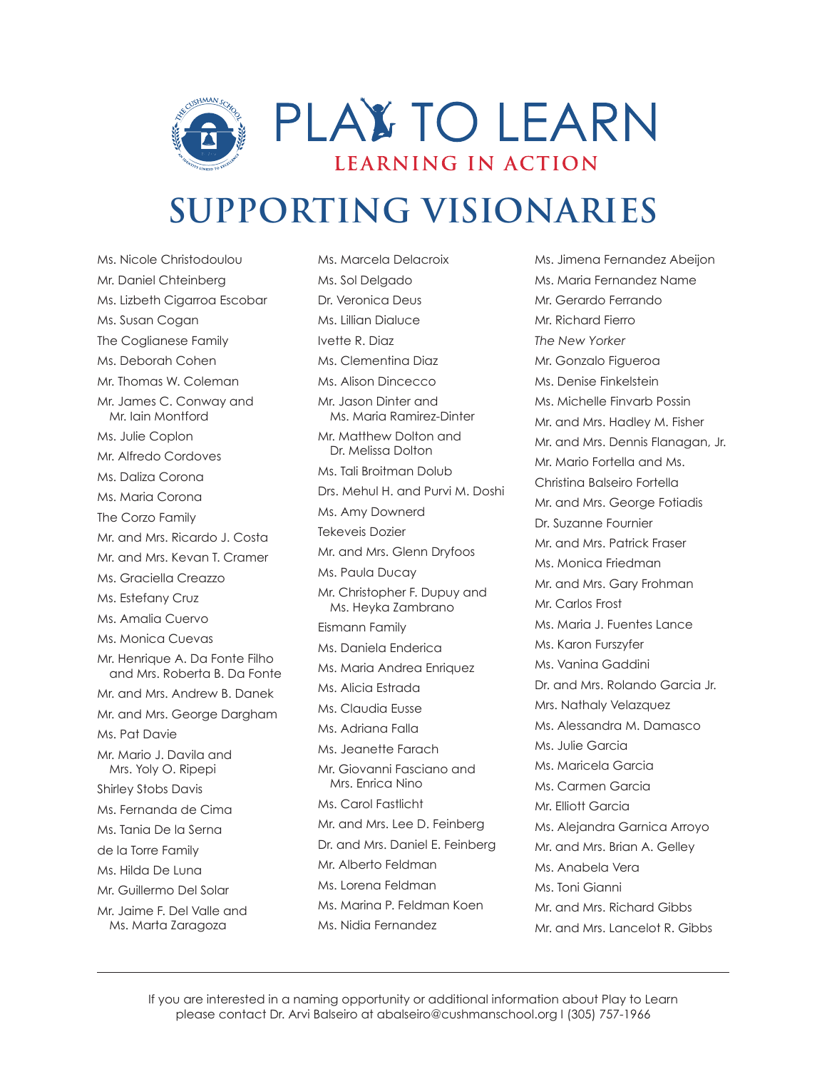# PLAY TO LEARN

**LEARNING IN ACTION**

## SUPPORTING VISIONARIES

Ms. Nicole Christodoulou
Mr. Daniel Chteinberg
Ms. Lizbeth Cigarroa Escobar
Ms. Susan Cogan
The Coglianese Family
Ms. Deborah Cohen
Mr. Thomas W. Coleman
Mr. James C. Conway and Mr. Iain Montford
Ms. Julie Coplon
Mr. Alfredo Cordoves
Ms. Daliza Corona
Ms. Maria Corona
The Corzo Family
Mr. and Mrs. Ricardo J. Costa
Mr. and Mrs. Kevan T. Cramer
Ms. Graciella Creazzo
Ms. Estefany Cruz
Ms. Amalia Cuervo
Ms. Monica Cuevas
Mr. Henrique A. Da Fonte Filho and Mrs. Roberta B. Da Fonte
Mr. and Mrs. Andrew B. Danek
Mr. and Mrs. George Dargham
Ms. Pat Davie
Mr. Mario J. Davila and Mrs. Yoly O. Ripepi
Shirley Stobs Davis
Ms. Fernanda de Cima
Ms. Tania De la Serna
de la Torre Family
Ms. Hilda De Luna
Mr. Guillermo Del Solar
Mr. Jaime F. Del Valle and Ms. Marta Zaragoza

Ms. Marcela Delacroix
Ms. Sol Delgado
Dr. Veronica Deus
Ms. Lillian Dialuce
Ivette R. Diaz
Ms. Clementina Diaz
Ms. Alison Dincecco
Mr. Jason Dinter and Ms. Maria Ramirez-Dinter
Mr. Matthew Dolton and Dr. Melissa Dolton
Ms. Tali Broitman Dolub
Drs. Mehul H. and Purvi M. Doshi
Ms. Amy Downerd
Tekeveis Dozier
Mr. and Mrs. Glenn Dryfoos
Ms. Paula Ducay
Mr. Christopher F. Dupuy and Ms. Heyka Zambrano
Eismann Family
Ms. Daniela Enderica
Ms. Maria Andrea Enriquez
Ms. Alicia Estrada
Ms. Claudia Eusse
Ms. Adriana Falla
Ms. Jeanette Farach
Mr. Giovanni Fasciano and Mrs. Enrica Nino
Ms. Carol Fastlicht
Mr. and Mrs. Lee D. Feinberg
Dr. and Mrs. Daniel E. Feinberg
Mr. Alberto Feldman
Ms. Lorena Feldman
Ms. Marina P. Feldman Koen
Ms. Nidia Fernandez

Ms. Jimena Fernandez Abeijon
Ms. Maria Fernandez Name
Mr. Gerardo Ferrando
Mr. Richard Fierro
*The New Yorker*
Mr. Gonzalo Figueroa
Ms. Denise Finkelstein
Ms. Michelle Finvarb Possin
Mr. and Mrs. Hadley M. Fisher
Mr. and Mrs. Dennis Flanagan, Jr.
Mr. Mario Fortella and Ms. Christina Balseiro Fortella
Mr. and Mrs. George Fotiadis
Dr. Suzanne Fournier
Mr. and Mrs. Patrick Fraser
Ms. Monica Friedman
Mr. and Mrs. Gary Frohman
Mr. Carlos Frost
Ms. Maria J. Fuentes Lance
Ms. Karon Furszyfer
Ms. Vanina Gaddini
Dr. and Mrs. Rolando Garcia Jr.
Mrs. Nathaly Velazquez
Ms. Alessandra M. Damasco
Ms. Julie Garcia
Ms. Maricela Garcia
Ms. Carmen Garcia
Mr. Elliott Garcia
Ms. Alejandra Garnica Arroyo
Mr. and Mrs. Brian A. Gelley
Ms. Anabela Vera
Ms. Toni Gianni
Mr. and Mrs. Richard Gibbs
Mr. and Mrs. Lancelot R. Gibbs

---

If you are interested in a naming opportunity or additional information about Play to Learn please contact Dr. Arvi Balseiro at abalseiro@cushmanschool.org I (305) 757-1966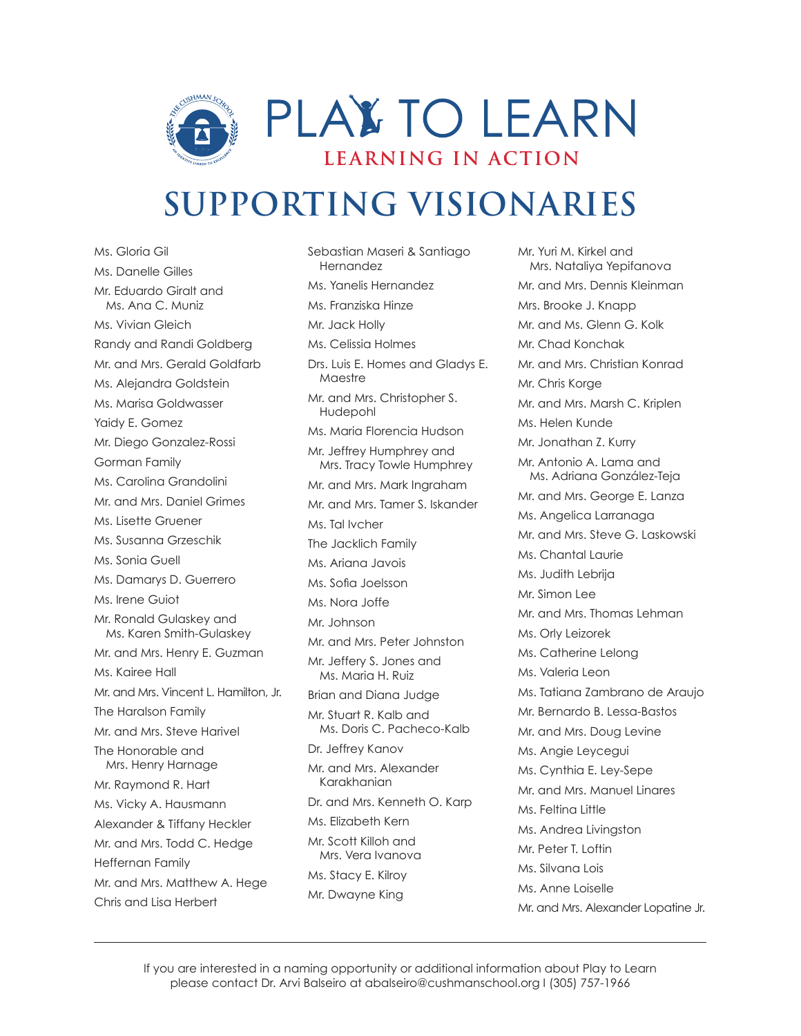# PLAY TO LEARN

**LEARNING IN ACTION**

## SUPPORTING VISIONARIES

Ms. Gloria Gil
Ms. Danelle Gilles
Mr. Eduardo Giralt and Ms. Ana C. Muniz
Ms. Vivian Gleich
Randy and Randi Goldberg
Mr. and Mrs. Gerald Goldfarb
Ms. Alejandra Goldstein
Ms. Marisa Goldwasser
Yaidy E. Gomez
Mr. Diego Gonzalez-Rossi
Gorman Family
Ms. Carolina Grandolini
Mr. and Mrs. Daniel Grimes
Ms. Lisette Gruener
Ms. Susanna Grzeschik
Ms. Sonia Guell
Ms. Damarys D. Guerrero
Ms. Irene Guiot
Mr. Ronald Gulaskey and Ms. Karen Smith-Gulaskey
Mr. and Mrs. Henry E. Guzman
Ms. Kairee Hall
Mr. and Mrs. Vincent L. Hamilton, Jr.
The Haralson Family
Mr. and Mrs. Steve Harivel
The Honorable and Mrs. Henry Harnage
Mr. Raymond R. Hart
Ms. Vicky A. Hausmann
Alexander & Tiffany Heckler
Mr. and Mrs. Todd C. Hedge
Heffernan Family
Mr. and Mrs. Matthew A. Hege
Chris and Lisa Herbert
Sebastian Maseri & Santiago Hernandez
Ms. Yanelis Hernandez
Ms. Franziska Hinze
Mr. Jack Holly
Ms. Celissia Holmes
Drs. Luis E. Homes and Gladys E. Maestre
Mr. and Mrs. Christopher S. Hudepohl
Ms. Maria Florencia Hudson
Mr. Jeffrey Humphrey and Mrs. Tracy Towle Humphrey
Mr. and Mrs. Mark Ingraham
Mr. and Mrs. Tamer S. Iskander
Ms. Tal Ivcher
The Jacklich Family
Ms. Ariana Javois
Ms. Sofia Joelsson
Ms. Nora Joffe
Mr. Johnson
Mr. and Mrs. Peter Johnston
Mr. Jeffery S. Jones and Ms. Maria H. Ruiz
Brian and Diana Judge
Mr. Stuart R. Kalb and Ms. Doris C. Pacheco-Kalb
Dr. Jeffrey Kanov
Mr. and Mrs. Alexander Karakhanian
Dr. and Mrs. Kenneth O. Karp
Ms. Elizabeth Kern
Mr. Scott Killoh and Mrs. Vera Ivanova
Ms. Stacy E. Kilroy
Mr. Dwayne King
Mr. Yuri M. Kirkel and Mrs. Nataliya Yepifanova
Mr. and Mrs. Dennis Kleinman
Mrs. Brooke J. Knapp
Mr. and Ms. Glenn G. Kolk
Mr. Chad Konchak
Mr. and Mrs. Christian Konrad
Mr. Chris Korge
Mr. and Mrs. Marsh C. Kriplen
Ms. Helen Kunde
Mr. Jonathan Z. Kurry
Mr. Antonio A. Lama and Ms. Adriana González-Teja
Mr. and Mrs. George E. Lanza
Ms. Angelica Larranaga
Mr. and Mrs. Steve G. Laskowski
Ms. Chantal Laurie
Ms. Judith Lebrija
Mr. Simon Lee
Mr. and Mrs. Thomas Lehman
Ms. Orly Leizorek
Ms. Catherine Lelong
Ms. Valeria Leon
Ms. Tatiana Zambrano de Araujo
Mr. Bernardo B. Lessa-Bastos
Mr. and Mrs. Doug Levine
Ms. Angie Leycegui
Ms. Cynthia E. Ley-Sepe
Mr. and Mrs. Manuel Linares
Ms. Feltina Little
Ms. Andrea Livingston
Mr. Peter T. Loftin
Ms. Silvana Lois
Ms. Anne Loiselle
Mr. and Mrs. Alexander Lopatine Jr.

---

If you are interested in a naming opportunity or additional information about Play to Learn please contact Dr. Arvi Balseiro at abalseiro@cushmanschool.org | (305) 757-1966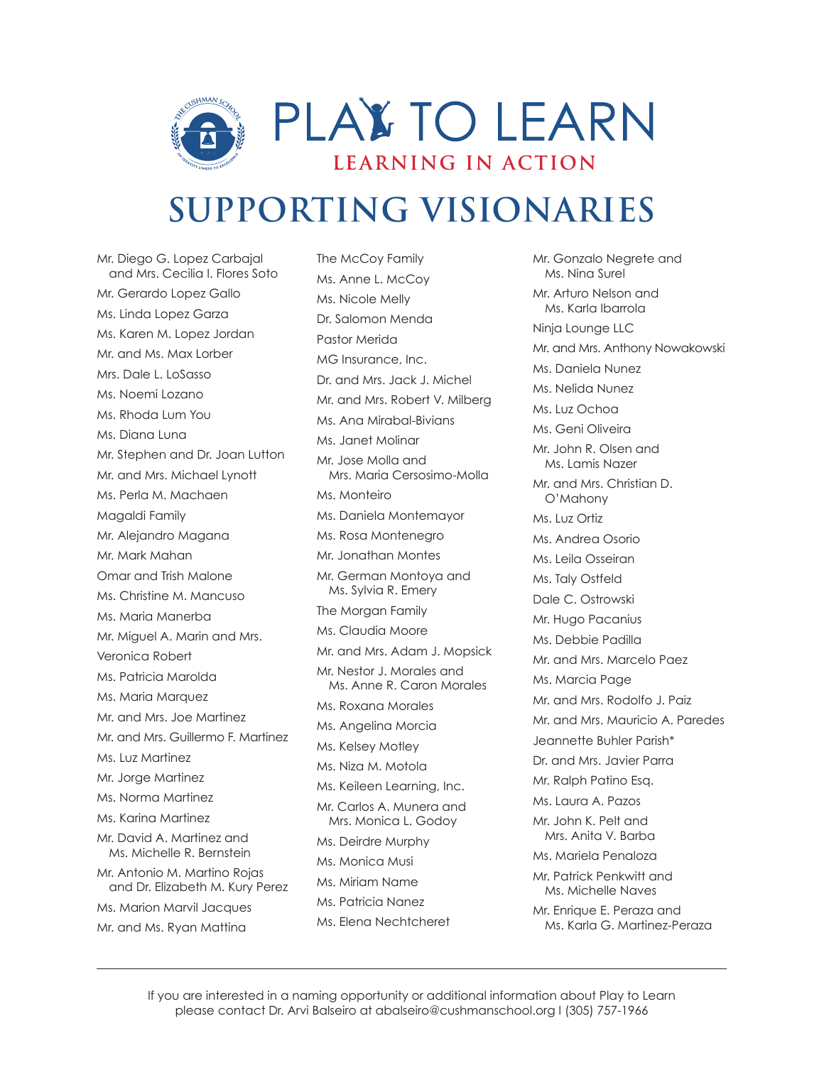# PLAY TO LEARN

**LEARNING IN ACTION**

## SUPPORTING VISIONARIES

Mr. Diego G. Lopez Carbajal and Mrs. Cecilia I. Flores Soto
Mr. Gerardo Lopez Gallo
Ms. Linda Lopez Garza
Ms. Karen M. Lopez Jordan
Mr. and Ms. Max Lorber
Mrs. Dale L. LoSasso
Ms. Noemi Lozano
Ms. Rhoda Lum You
Ms. Diana Luna
Mr. Stephen and Dr. Joan Lutton
Mr. and Mrs. Michael Lynott
Ms. Perla M. Machaen
Magaldi Family
Mr. Alejandro Magana
Mr. Mark Mahan
Omar and Trish Malone
Ms. Christine M. Mancuso
Ms. Maria Manerba
Mr. Miguel A. Marin and Mrs. Veronica Robert
Ms. Patricia Marolda
Ms. Maria Marquez
Mr. and Mrs. Joe Martinez
Mr. and Mrs. Guillermo F. Martinez
Ms. Luz Martinez
Mr. Jorge Martinez
Ms. Norma Martinez
Ms. Karina Martinez
Mr. David A. Martinez and Ms. Michelle R. Bernstein
Mr. Antonio M. Martino Rojas and Dr. Elizabeth M. Kury Perez
Ms. Marion Marvil Jacques
Mr. and Ms. Ryan Mattina
The McCoy Family
Ms. Anne L. McCoy
Ms. Nicole Melly
Dr. Salomon Menda
Pastor Merida
MG Insurance, Inc.
Dr. and Mrs. Jack J. Michel
Mr. and Mrs. Robert V. Milberg
Ms. Ana Mirabal-Bivians
Ms. Janet Molinar
Mr. Jose Molla and Mrs. Maria Cersosimo-Molla
Ms. Monteiro
Ms. Daniela Montemayor
Ms. Rosa Montenegro
Mr. Jonathan Montes
Mr. German Montoya and Ms. Sylvia R. Emery
The Morgan Family
Ms. Claudia Moore
Mr. and Mrs. Adam J. Mopsick
Mr. Nestor J. Morales and Ms. Anne R. Caron Morales
Ms. Roxana Morales
Ms. Angelina Morcia
Ms. Kelsey Motley
Ms. Niza M. Motola
Ms. Keileen Learning, Inc.
Mr. Carlos A. Munera and Mrs. Monica L. Godoy
Ms. Deirdre Murphy
Ms. Monica Musi
Ms. Miriam Name
Ms. Patricia Nanez
Ms. Elena Nechtcheret
Mr. Gonzalo Negrete and Ms. Nina Surel
Mr. Arturo Nelson and Ms. Karla Ibarrola
Ninja Lounge LLC
Mr. and Mrs. Anthony Nowakowski
Ms. Daniela Nunez
Ms. Nelida Nunez
Ms. Luz Ochoa
Ms. Geni Oliveira
Mr. John R. Olsen and Ms. Lamis Nazer
Mr. and Mrs. Christian D. O'Mahony
Ms. Luz Ortiz
Ms. Andrea Osorio
Ms. Leila Osseiran
Ms. Taly Ostfeld
Dale C. Ostrowski
Mr. Hugo Pacanius
Ms. Debbie Padilla
Mr. and Mrs. Marcelo Paez
Ms. Marcia Page
Mr. and Mrs. Rodolfo J. Paiz
Mr. and Mrs. Mauricio A. Paredes
Jeannette Buhler Parish*
Dr. and Mrs. Javier Parra
Mr. Ralph Patino Esq.
Ms. Laura A. Pazos
Mr. John K. Pelt and Mrs. Anita V. Barba
Ms. Mariela Penaloza
Mr. Patrick Penkwitt and Ms. Michelle Naves
Mr. Enrique E. Peraza and Ms. Karla G. Martinez-Peraza

---

If you are interested in a naming opportunity or additional information about Play to Learn please contact Dr. Arvi Balseiro at abalseiro@cushmanschool.org I (305) 757-1966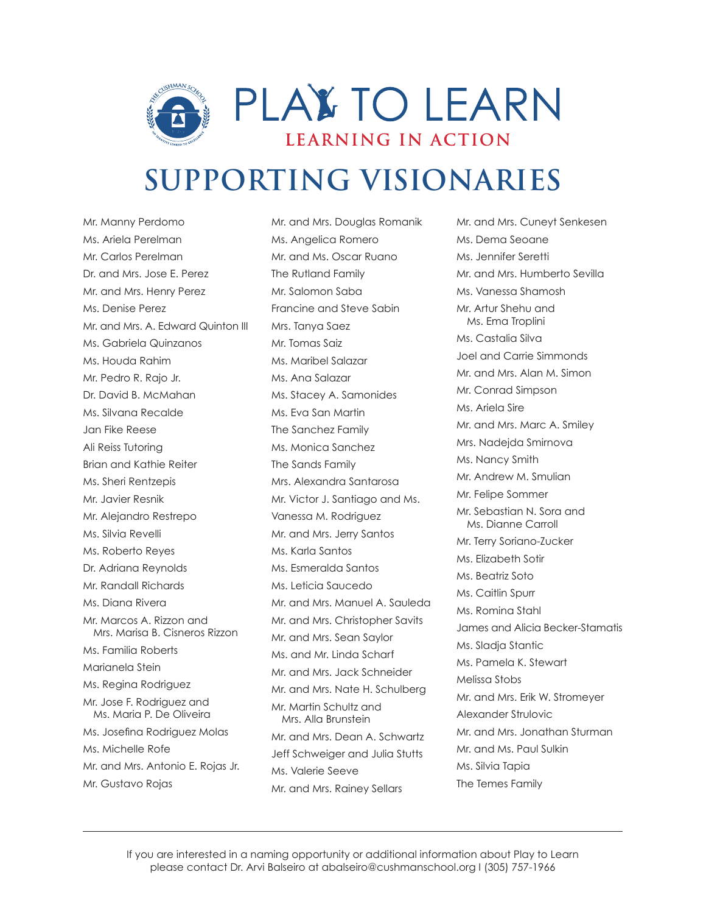# PLAY TO LEARN

**LEARNING IN ACTION**

## SUPPORTING VISIONARIES

Mr. Manny Perdomo
Ms. Ariela Perelman
Mr. Carlos Perelman
Dr. and Mrs. Jose E. Perez
Mr. and Mrs. Henry Perez
Ms. Denise Perez
Mr. and Mrs. A. Edward Quinton III
Ms. Gabriela Quinzanos
Ms. Houda Rahim
Mr. Pedro R. Rajo Jr.
Dr. David B. McMahan
Ms. Silvana Recalde
Jan Fike Reese
Ali Reiss Tutoring
Brian and Kathie Reiter
Ms. Sheri Rentzepis
Mr. Javier Resnik
Mr. Alejandro Restrepo
Ms. Silvia Revelli
Ms. Roberto Reyes
Dr. Adriana Reynolds
Mr. Randall Richards
Ms. Diana Rivera
Mr. Marcos A. Rizzon and Mrs. Marisa B. Cisneros Rizzon
Ms. Familia Roberts
Marianela Stein
Ms. Regina Rodriguez
Mr. Jose F. Rodriguez and Ms. Maria P. De Oliveira
Ms. Josefina Rodriguez Molas
Ms. Michelle Rofe
Mr. and Mrs. Antonio E. Rojas Jr.
Mr. Gustavo Rojas
Mr. and Mrs. Douglas Romanik
Ms. Angelica Romero
Mr. and Ms. Oscar Ruano
The Rutland Family
Mr. Salomon Saba
Francine and Steve Sabin
Mrs. Tanya Saez
Mr. Tomas Saiz
Ms. Maribel Salazar
Ms. Ana Salazar
Ms. Stacey A. Samonides
Ms. Eva San Martin
The Sanchez Family
Ms. Monica Sanchez
The Sands Family
Mrs. Alexandra Santarosa
Mr. Victor J. Santiago and Ms. Vanessa M. Rodriguez
Mr. and Mrs. Jerry Santos
Ms. Karla Santos
Ms. Esmeralda Santos
Ms. Leticia Saucedo
Mr. and Mrs. Manuel A. Sauleda
Mr. and Mrs. Christopher Savits
Mr. and Mrs. Sean Saylor
Ms. and Mr. Linda Scharf
Mr. and Mrs. Jack Schneider
Mr. and Mrs. Nate H. Schulberg
Mr. Martin Schultz and Mrs. Alla Brunstein
Mr. and Mrs. Dean A. Schwartz
Jeff Schweiger and Julia Stutts
Ms. Valerie Seeve
Mr. and Mrs. Rainey Sellars
Mr. and Mrs. Cuneyt Senkesen
Ms. Dema Seoane
Ms. Jennifer Seretti
Mr. and Mrs. Humberto Sevilla
Ms. Vanessa Shamosh
Mr. Artur Shehu and Ms. Ema Troplini
Ms. Castalia Silva
Joel and Carrie Simmonds
Mr. and Mrs. Alan M. Simon
Mr. Conrad Simpson
Ms. Ariela Sire
Mr. and Mrs. Marc A. Smiley
Mrs. Nadejda Smirnova
Ms. Nancy Smith
Mr. Andrew M. Smulian
Mr. Felipe Sommer
Mr. Sebastian N. Sora and Ms. Dianne Carroll
Mr. Terry Soriano-Zucker
Ms. Elizabeth Sotir
Ms. Beatriz Soto
Ms. Caitlin Spurr
Ms. Romina Stahl
James and Alicia Becker-Stamatis
Ms. Sladja Stantic
Ms. Pamela K. Stewart
Melissa Stobs
Mr. and Mrs. Erik W. Stromeyer
Alexander Strulovic
Mr. and Mrs. Jonathan Sturman
Mr. and Ms. Paul Sulkin
Ms. Silvia Tapia
The Temes Family

---

If you are interested in a naming opportunity or additional information about Play to Learn please contact Dr. Arvi Balseiro at abalseiro@cushmanschool.org I (305) 757-1966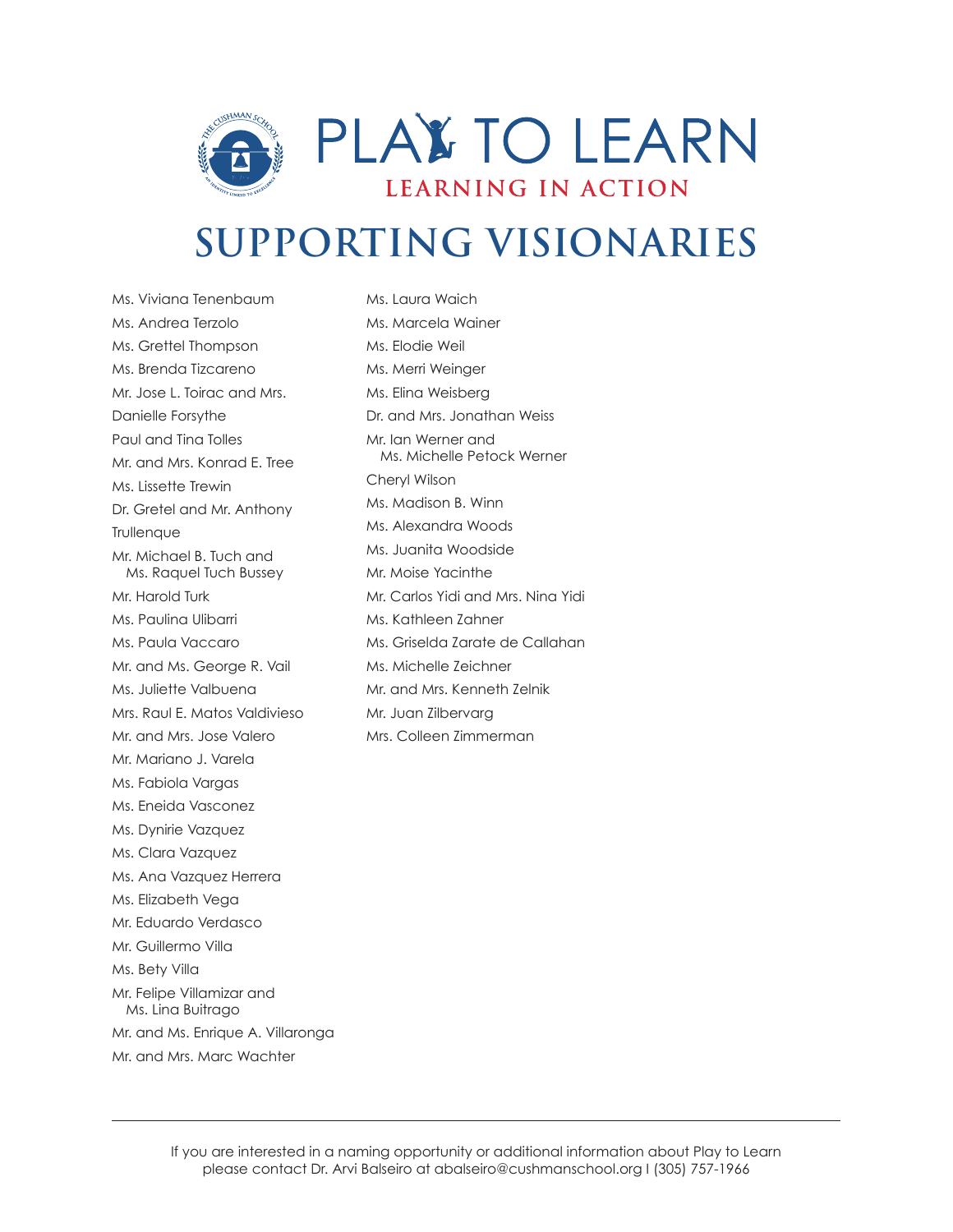# PLAY TO LEARN

LEARNING IN ACTION

## SUPPORTING VISIONARIES

Ms. Viviana Tenenbaum
Ms. Andrea Terzolo
Ms. Grettel Thompson
Ms. Brenda Tizcareno
Mr. Jose L. Toirac and Mrs. Danielle Forsythe
Paul and Tina Tolles
Mr. and Mrs. Konrad E. Tree
Ms. Lissette Trewin
Dr. Gretel and Mr. Anthony Trullenque
Mr. Michael B. Tuch and Ms. Raquel Tuch Bussey
Mr. Harold Turk
Ms. Paulina Ulibarri
Ms. Paula Vaccaro
Mr. and Ms. George R. Vail
Ms. Juliette Valbuena
Mrs. Raul E. Matos Valdivieso
Mr. and Mrs. Jose Valero
Mr. Mariano J. Varela
Ms. Fabiola Vargas
Ms. Eneida Vasconez
Ms. Dynirie Vazquez
Ms. Clara Vazquez
Ms. Ana Vazquez Herrera
Ms. Elizabeth Vega
Mr. Eduardo Verdasco
Mr. Guillermo Villa
Ms. Bety Villa
Mr. Felipe Villamizar and Ms. Lina Buitrago
Mr. and Ms. Enrique A. Villaronga
Mr. and Mrs. Marc Wachter
Ms. Laura Waich
Ms. Marcela Wainer
Ms. Elodie Weil
Ms. Merri Weinger
Ms. Elina Weisberg
Dr. and Mrs. Jonathan Weiss
Mr. Ian Werner and Ms. Michelle Petock Werner
Cheryl Wilson
Ms. Madison B. Winn
Ms. Alexandra Woods
Ms. Juanita Woodside
Mr. Moise Yacinthe
Mr. Carlos Yidi and Mrs. Nina Yidi
Ms. Kathleen Zahner
Ms. Griselda Zarate de Callahan
Ms. Michelle Zeichner
Mr. and Mrs. Kenneth Zelnik
Mr. Juan Zilbervarg
Mrs. Colleen Zimmerman

---

If you are interested in a naming opportunity or additional information about Play to Learn please contact Dr. Arvi Balseiro at abalseiro@cushmanschool.org I (305) 757-1966